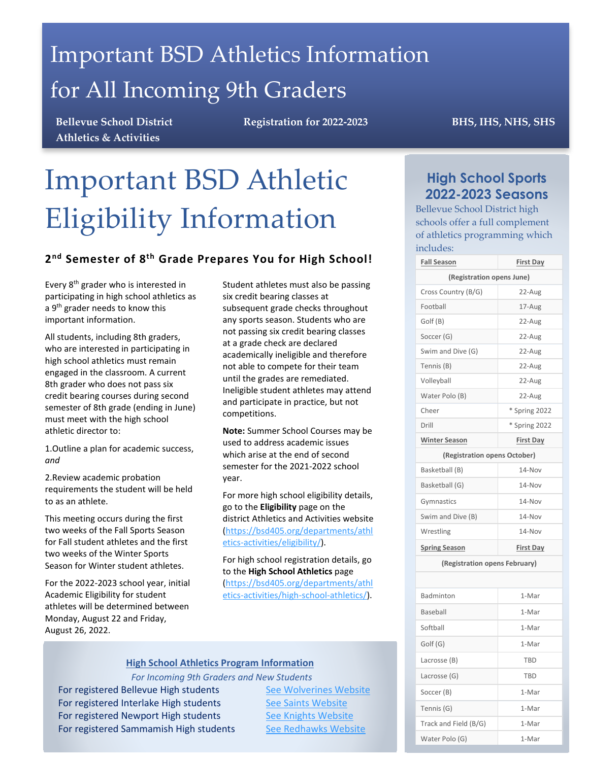# Important BSD Athletics Information for All Incoming 9th Graders

**Bellevue School District Athletics & Activities** | **Registration for 2022-2023** | **BHS, IHS, NHS, SHS**

# Important BSD Athletic Eligibility Information

### 2nd Semester of 8th Grade Prepares You for High School!

Every 8th grader who is interested in participating in high school athletics as a 9th grader needs to know this important information.

All students, including 8th graders, who are interested in participating in high school athletics must remain engaged in the classroom. A current 8th grader who does not pass six credit bearing courses during second semester of 8th grade (ending in June) must meet with the high school athletic director to:

1.Outline a plan for academic success, *and*

2.Review academic probation requirements the student will be held to as an athlete.

This meeting occurs during the first two weeks of the Fall Sports Season for Fall student athletes and the first two weeks of the Winter Sports Season for Winter student athletes.

For the 2022-2023 school year, initial Academic Eligibility for student athletes will be determined between Monday, August 22 and Friday, August 26, 2022.

Student athletes must also be passing six credit bearing classes at subsequent grade checks throughout any sports season. Students who are not passing six credit bearing classes at a grade check are declared academically ineligible and therefore not able to compete for their team until the grades are remediated. Ineligible student athletes may attend and participate in practice, but not competitions.

**Note:** Summer School Courses may be used to address academic issues which arise at the end of second semester for the 2021-2022 school year.

For more high school eligibility details, go to the **Eligibility** page on the district Athletics and Activities website (https://bsd405.org/departments/athletics-activities/eligibility/).

For high school registration details, go to the **High School Athletics** page (https://bsd405.org/departments/athletics-activities/high-school-athletics/).

## High School Athletics Program Information

*For Incoming 9th Graders and New Students*

| | |
|---|---|
| For registered Bellevue High students | See Wolverines Website |
| For registered Interlake High students | See Saints Website |
| For registered Newport High students | See Knights Website |
| For registered Sammamish High students | See Redhawks Website |

## High School Sports 2022-2023 Seasons

Bellevue School District high schools offer a full complement of athletics programming which includes:

| Fall Season | First Day |
|---|---|
| (Registration opens June) | |
| Cross Country (B/G) | 22-Aug |
| Football | 17-Aug |
| Golf (B) | 22-Aug |
| Soccer (G) | 22-Aug |
| Swim and Dive (G) | 22-Aug |
| Tennis (B) | 22-Aug |
| Volleyball | 22-Aug |
| Water Polo (B) | 22-Aug |
| Cheer | * Spring 2022 |
| Drill | * Spring 2022 |
| **Winter Season** | **First Day** |
| (Registration opens October) | |
| Basketball (B) | 14-Nov |
| Basketball (G) | 14-Nov |
| Gymnastics | 14-Nov |
| Swim and Dive (B) | 14-Nov |
| Wrestling | 14-Nov |
| **Spring Season** | **First Day** |
| (Registration opens February) | |
| | |
| Badminton | 1-Mar |
| Baseball | 1-Mar |
| Softball | 1-Mar |
| Golf (G) | 1-Mar |
| Lacrosse (B) | TBD |
| Lacrosse (G) | TBD |
| Soccer (B) | 1-Mar |
| Tennis (G) | 1-Mar |
| Track and Field (B/G) | 1-Mar |
| Water Polo (G) | 1-Mar |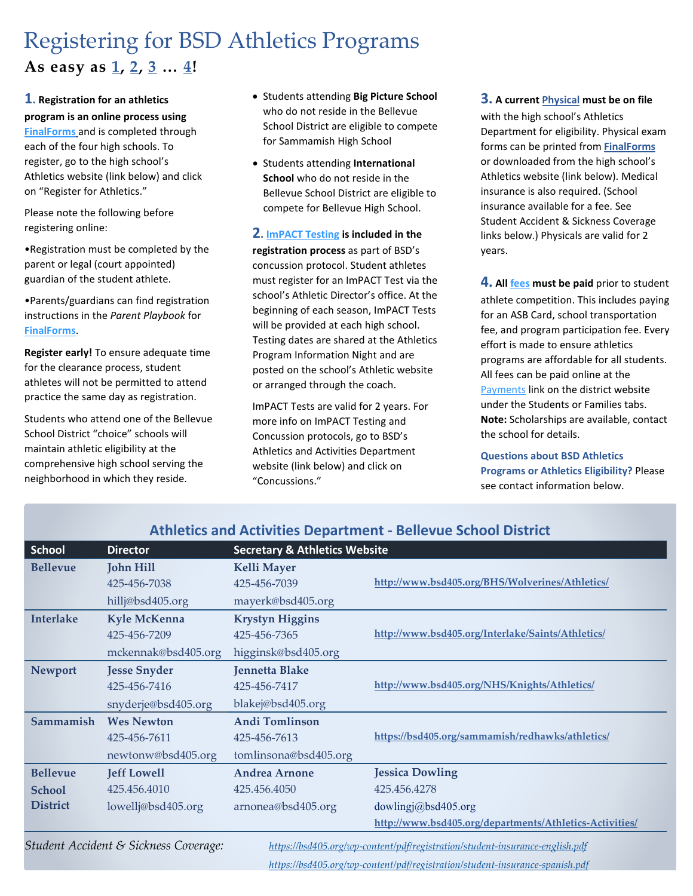# Registering for BSD Athletics Programs

## As easy as 1, 2, 3 … 4!

**1. Registration for an athletics program is an online process using FinalForms** and is completed through each of the four high schools. To register, go to the high school's Athletics website (link below) and click on "Register for Athletics."

Please note the following before registering online:

•Registration must be completed by the parent or legal (court appointed) guardian of the student athlete.

•Parents/guardians can find registration instructions in the *Parent Playbook* for **FinalForms**.

**Register early!** To ensure adequate time for the clearance process, student athletes will not be permitted to attend practice the same day as registration.

Students who attend one of the Bellevue School District "choice" schools will maintain athletic eligibility at the comprehensive high school serving the neighborhood in which they reside.

- Students attending **Big Picture School** who do not reside in the Bellevue School District are eligible to compete for Sammamish High School
- Students attending **International School** who do not reside in the Bellevue School District are eligible to compete for Bellevue High School.

**2. ImPACT Testing is included in the registration process** as part of BSD's concussion protocol. Student athletes must register for an ImPACT Test via the school's Athletic Director's office. At the beginning of each season, ImPACT Tests will be provided at each high school. Testing dates are shared at the Athletics Program Information Night and are posted on the school's Athletic website or arranged through the coach.

ImPACT Tests are valid for 2 years. For more info on ImPACT Testing and Concussion protocols, go to BSD's Athletics and Activities Department website (link below) and click on "Concussions."

**3. A current Physical must be on file** with the high school's Athletics Department for eligibility. Physical exam forms can be printed from **FinalForms** or downloaded from the high school's Athletics website (link below). Medical insurance is also required. (School insurance available for a fee. See Student Accident & Sickness Coverage links below.) Physicals are valid for 2 years.

**4. All fees must be paid** prior to student athlete competition. This includes paying for an ASB Card, school transportation fee, and program participation fee. Every effort is made to ensure athletics programs are affordable for all students. All fees can be paid online at the Payments link on the district website under the Students or Families tabs. **Note:** Scholarships are available, contact the school for details.

**Questions about BSD Athletics Programs or Athletics Eligibility?** Please see contact information below.

## Athletics and Activities Department - Bellevue School District

| School | Director | Secretary & Athletics Website | |
|---|---|---|---|
| Bellevue | John Hill<br>425-456-7038<br>hillj@bsd405.org | Kelli Mayer<br>425-456-7039<br>mayerk@bsd405.org | http://www.bsd405.org/BHS/Wolverines/Athletics/ |
| Interlake | Kyle McKenna<br>425-456-7209<br>mckennak@bsd405.org | Krystyn Higgins<br>425-456-7365<br>higginsk@bsd405.org | http://www.bsd405.org/Interlake/Saints/Athletics/ |
| Newport | Jesse Snyder<br>425-456-7416<br>snyderje@bsd405.org | Jennetta Blake<br>425-456-7417<br>blakej@bsd405.org | http://www.bsd405.org/NHS/Knights/Athletics/ |
| Sammamish | Wes Newton<br>425-456-7611<br>newtonw@bsd405.org | Andi Tomlinson<br>425-456-7613<br>tomlinsona@bsd405.org | https://bsd405.org/sammamish/redhawks/athletics/ |
| Bellevue School District | Jeff Lowell<br>425.456.4010<br>lowellj@bsd405.org | Andrea Arnone<br>425.456.4050<br>arnonea@bsd405.org | Jessica Dowling<br>425.456.4278<br>dowlingj@bsd405.org<br>http://www.bsd405.org/departments/Athletics-Activities/ |

*Student Accident & Sickness Coverage:*
https://bsd405.org/wp-content/pdf/registration/student-insurance-english.pdf
https://bsd405.org/wp-content/pdf/registration/student-insurance-spanish.pdf